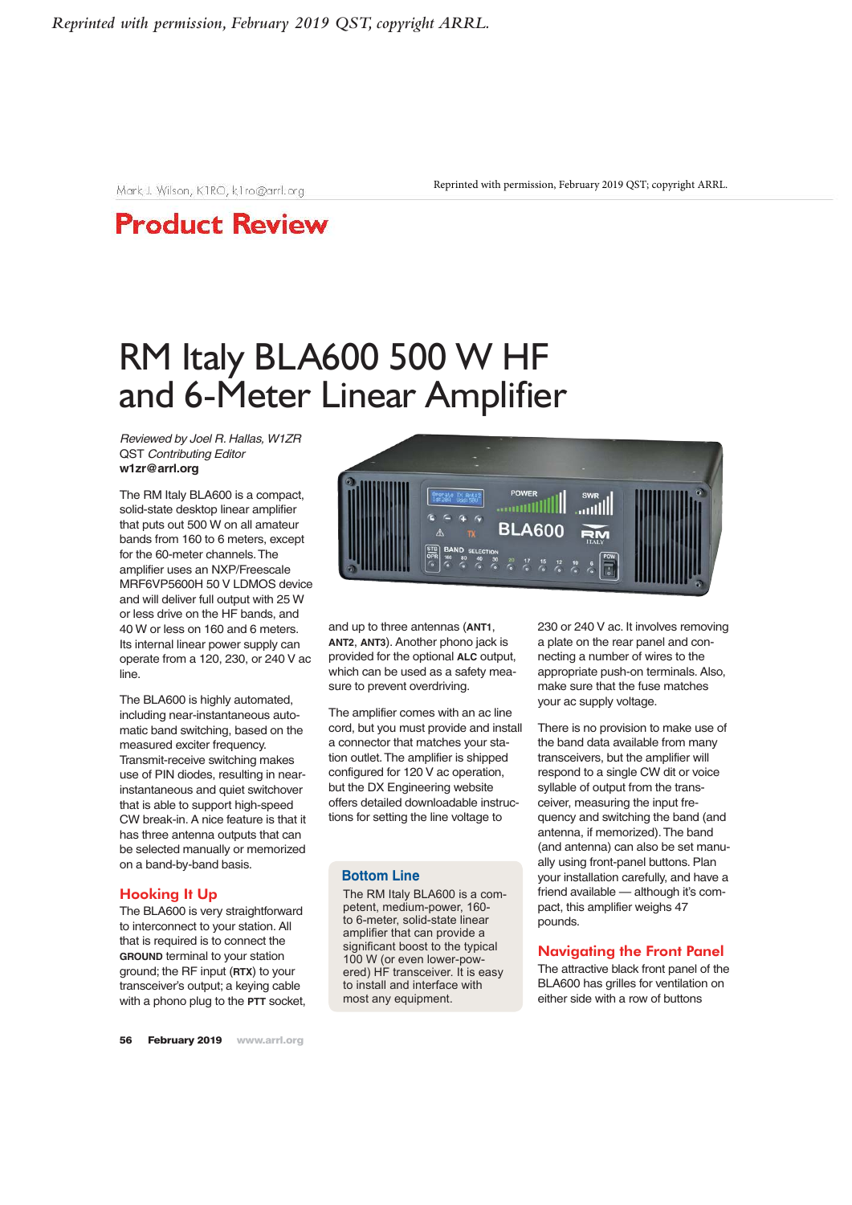Reprinted with permission, February 2019 QST, copyright ARRL.

Mark J. Wilson, K1RO, k1ro@arrl.org

Reprinted with permission, February 2019 QST; copyright ARRL.

# Product Review

## RM Italy BLA600 500 W HF and 6-Meter Linear Amplifier

*Reviewed by Joel R. Hallas, W1ZR*
QST *Contributing Editor*
**w1zr@arrl.org**

The RM Italy BLA600 is a compact, solid-state desktop linear amplifier that puts out 500 W on all amateur bands from 160 to 6 meters, except for the 60-meter channels. The amplifier uses an NXP/Freescale MRF6VP5600H 50 V LDMOS device and will deliver full output with 25 W or less drive on the HF bands, and 40 W or less on 160 and 6 meters. Its internal linear power supply can operate from a 120, 230, or 240 V ac line.

The BLA600 is highly automated, including near-instantaneous automatic band switching, based on the measured exciter frequency. Transmit-receive switching makes use of PIN diodes, resulting in near-instantaneous and quiet switchover that is able to support high-speed CW break-in. A nice feature is that it has three antenna outputs that can be selected manually or memorized on a band-by-band basis.

### Hooking It Up

The BLA600 is very straightforward to interconnect to your station. All that is required is to connect the **GROUND** terminal to your station ground; the RF input (**RTX**) to your transceiver's output; a keying cable with a phono plug to the **PTT** socket, and up to three antennas (**ANT1**, **ANT2**, **ANT3**). Another phono jack is provided for the optional **ALC** output, which can be used as a safety measure to prevent overdriving.

The amplifier comes with an ac line cord, but you must provide and install a connector that matches your station outlet. The amplifier is shipped configured for 120 V ac operation, but the DX Engineering website offers detailed downloadable instructions for setting the line voltage to 230 or 240 V ac. It involves removing a plate on the rear panel and connecting a number of wires to the appropriate push-on terminals. Also, make sure that the fuse matches your ac supply voltage.

There is no provision to make use of the band data available from many transceivers, but the amplifier will respond to a single CW dit or voice syllable of output from the transceiver, measuring the input frequency and switching the band (and antenna, if memorized). The band (and antenna) can also be set manually using front-panel buttons. Plan your installation carefully, and have a friend available — although it's compact, this amplifier weighs 47 pounds.

> **Bottom Line**
>
> The RM Italy BLA600 is a competent, medium-power, 160- to 6-meter, solid-state linear amplifier that can provide a significant boost to the typical 100 W (or even lower-powered) HF transceiver. It is easy to install and interface with most any equipment.

### Navigating the Front Panel

The attractive black front panel of the BLA600 has grilles for ventilation on either side with a row of buttons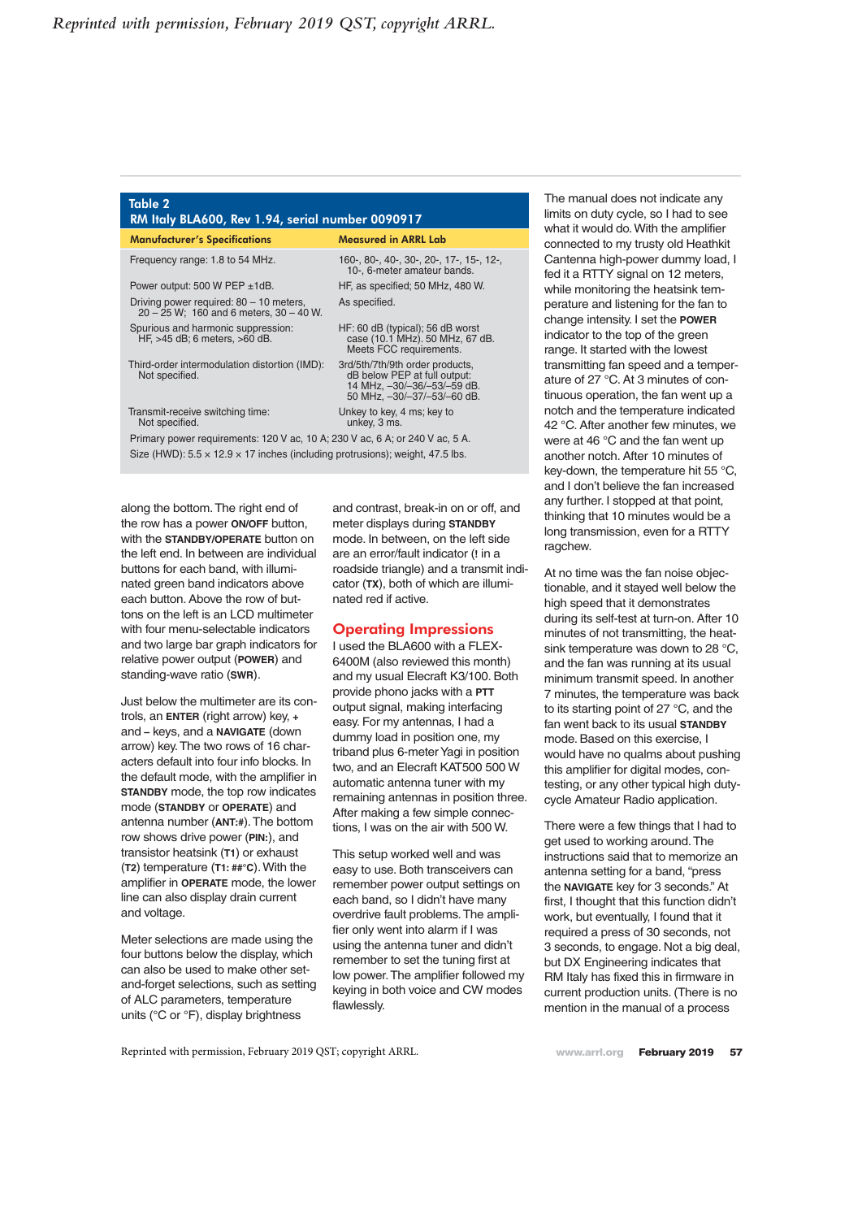**Table 2**
**RM Italy BLA600, Rev 1.94, serial number 0090917**

| Manufacturer's Specifications | Measured in ARRL Lab |
|---|---|
| Frequency range: 1.8 to 54 MHz. | 160-, 80-, 40-, 30-, 20-, 17-, 15-, 12-, 10-, 6-meter amateur bands. |
| Power output: 500 W PEP ±1dB. | HF, as specified; 50 MHz, 480 W. |
| Driving power required: 80 – 10 meters, 20 – 25 W; 160 and 6 meters, 30 – 40 W. | As specified. |
| Spurious and harmonic suppression: HF, >45 dB; 6 meters, >60 dB. | HF: 60 dB (typical); 56 dB worst case (10.1 MHz). 50 MHz, 67 dB. Meets FCC requirements. |
| Third-order intermodulation distortion (IMD): Not specified. | 3rd/5th/7th/9th order products, dB below PEP at full output: 14 MHz, –30/–36/–53/–59 dB. 50 MHz, –30/–37/–53/–60 dB. |
| Transmit-receive switching time: Not specified. | Unkey to key, 4 ms; key to unkey, 3 ms. |
| Primary power requirements: 120 V ac, 10 A; 230 V ac, 6 A; or 240 V ac, 5 A. | |
| Size (HWD): 5.5 × 12.9 × 17 inches (including protrusions); weight, 47.5 lbs. | |

along the bottom. The right end of the row has a power **ON/OFF** button, with the **STANDBY/OPERATE** button on the left end. In between are individual buttons for each band, with illuminated green band indicators above each button. Above the row of buttons on the left is an LCD multimeter with four menu-selectable indicators and two large bar graph indicators for relative power output (**POWER**) and standing-wave ratio (**SWR**).

Just below the multimeter are its controls, an **ENTER** (right arrow) key, **+** and **–** keys, and a **NAVIGATE** (down arrow) key. The two rows of 16 characters default into four info blocks. In the default mode, with the amplifier in **STANDBY** mode, the top row indicates mode (**STANDBY** or **OPERATE**) and antenna number (**ANT:#**). The bottom row shows drive power (**PIN:**), and transistor heatsink (**T1**) or exhaust (**T2**) temperature (**T1: ##°C**). With the amplifier in **OPERATE** mode, the lower line can also display drain current and voltage.

Meter selections are made using the four buttons below the display, which can also be used to make other set-and-forget selections, such as setting of ALC parameters, temperature units (°C or °F), display brightness and contrast, break-in on or off, and meter displays during **STANDBY** mode. In between, on the left side are an error/fault indicator (! in a roadside triangle) and a transmit indicator (**TX**), both of which are illuminated red if active.

## Operating Impressions

I used the BLA600 with a FLEX-6400M (also reviewed this month) and my usual Elecraft K3/100. Both provide phono jacks with a **PTT** output signal, making interfacing easy. For my antennas, I had a dummy load in position one, my triband plus 6-meter Yagi in position two, and an Elecraft KAT500 500 W automatic antenna tuner with my remaining antennas in position three. After making a few simple connections, I was on the air with 500 W.

This setup worked well and was easy to use. Both transceivers can remember power output settings on each band, so I didn't have many overdrive fault problems. The amplifier only went into alarm if I was using the antenna tuner and didn't remember to set the tuning first at low power. The amplifier followed my keying in both voice and CW modes flawlessly.

The manual does not indicate any limits on duty cycle, so I had to see what it would do. With the amplifier connected to my trusty old Heathkit Cantenna high-power dummy load, I fed it a RTTY signal on 12 meters, while monitoring the heatsink temperature and listening for the fan to change intensity. I set the **POWER** indicator to the top of the green range. It started with the lowest transmitting fan speed and a temperature of 27 °C. At 3 minutes of continuous operation, the fan went up a notch and the temperature indicated 42 °C. After another few minutes, we were at 46 °C and the fan went up another notch. After 10 minutes of key-down, the temperature hit 55 °C, and I don't believe the fan increased any further. I stopped at that point, thinking that 10 minutes would be a long transmission, even for a RTTY ragchew.

At no time was the fan noise objectionable, and it stayed well below the high speed that it demonstrates during its self-test at turn-on. After 10 minutes of not transmitting, the heatsink temperature was down to 28 °C, and the fan was running at its usual minimum transmit speed. In another 7 minutes, the temperature was back to its starting point of 27 °C, and the fan went back to its usual **STANDBY** mode. Based on this exercise, I would have no qualms about pushing this amplifier for digital modes, contesting, or any other typical high duty-cycle Amateur Radio application.

There were a few things that I had to get used to working around. The instructions said that to memorize an antenna setting for a band, "press the **NAVIGATE** key for 3 seconds." At first, I thought that this function didn't work, but eventually, I found that it required a press of 30 seconds, not 3 seconds, to engage. Not a big deal, but DX Engineering indicates that RM Italy has fixed this in firmware in current production units. (There is no mention in the manual of a process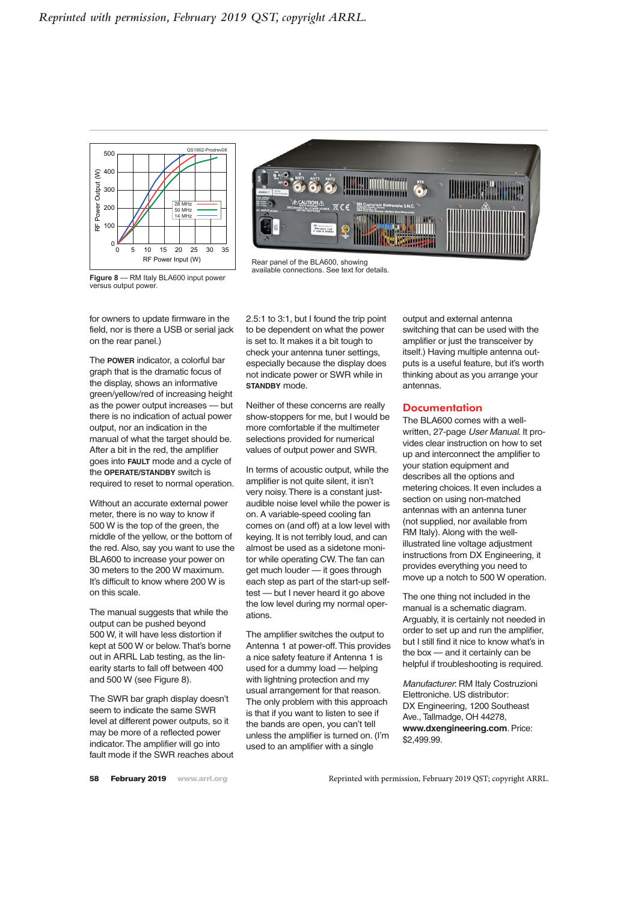QS1902-Prodrev08

RF Power Output (W)

500
400
300
200
100
0

0 5 10 15 20 25 30 35

RF Power Input (W)

28 MHz
50 MHz
14 MHz

**Figure 8** — RM Italy BLA600 input power versus output power.

Rear panel of the BLA600, showing available connections. See text for details.

for owners to update firmware in the field, nor is there a USB or serial jack on the rear panel.)

The **POWER** indicator, a colorful bar graph that is the dramatic focus of the display, shows an informative green/yellow/red of increasing height as the power output increases — but there is no indication of actual power output, nor an indication in the manual of what the target should be. After a bit in the red, the amplifier goes into **FAULT** mode and a cycle of the **OPERATE/STANDBY** switch is required to reset to normal operation.

Without an accurate external power meter, there is no way to know if 500 W is the top of the green, the middle of the yellow, or the bottom of the red. Also, say you want to use the BLA600 to increase your power on 30 meters to the 200 W maximum. It's difficult to know where 200 W is on this scale.

The manual suggests that while the output can be pushed beyond 500 W, it will have less distortion if kept at 500 W or below. That's borne out in ARRL Lab testing, as the linearity starts to fall off between 400 and 500 W (see Figure 8).

The SWR bar graph display doesn't seem to indicate the same SWR level at different power outputs, so it may be more of a reflected power indicator. The amplifier will go into fault mode if the SWR reaches about 2.5:1 to 3:1, but I found the trip point to be dependent on what the power is set to. It makes it a bit tough to check your antenna tuner settings, especially because the display does not indicate power or SWR while in **STANDBY** mode.

Neither of these concerns are really show-stoppers for me, but I would be more comfortable if the multimeter selections provided for numerical values of output power and SWR.

In terms of acoustic output, while the amplifier is not quite silent, it isn't very noisy. There is a constant just-audible noise level while the power is on. A variable-speed cooling fan comes on (and off) at a low level with keying. It is not terribly loud, and can almost be used as a sidetone monitor while operating CW. The fan can get much louder — it goes through each step as part of the start-up self-test — but I never heard it go above the low level during my normal operations.

The amplifier switches the output to Antenna 1 at power-off. This provides a nice safety feature if Antenna 1 is used for a dummy load — helping with lightning protection and my usual arrangement for that reason. The only problem with this approach is that if you want to listen to see if the bands are open, you can't tell unless the amplifier is turned on. (I'm used to an amplifier with a single output and external antenna switching that can be used with the amplifier or just the transceiver by itself.) Having multiple antenna outputs is a useful feature, but it's worth thinking about as you arrange your antennas.

## Documentation

The BLA600 comes with a well-written, 27-page *User Manual*. It provides clear instruction on how to set up and interconnect the amplifier to your station equipment and describes all the options and metering choices. It even includes a section on using non-matched antennas with an antenna tuner (not supplied, nor available from RM Italy). Along with the well-illustrated line voltage adjustment instructions from DX Engineering, it provides everything you need to move up a notch to 500 W operation.

The one thing not included in the manual is a schematic diagram. Arguably, it is certainly not needed in order to set up and run the amplifier, but I still find it nice to know what's in the box — and it certainly can be helpful if troubleshooting is required.

*Manufacturer*: RM Italy Costruzioni Elettroniche. US distributor: DX Engineering, 1200 Southeast Ave., Tallmadge, OH 44278, **www.dxengineering.com**. Price: $2,499.99.